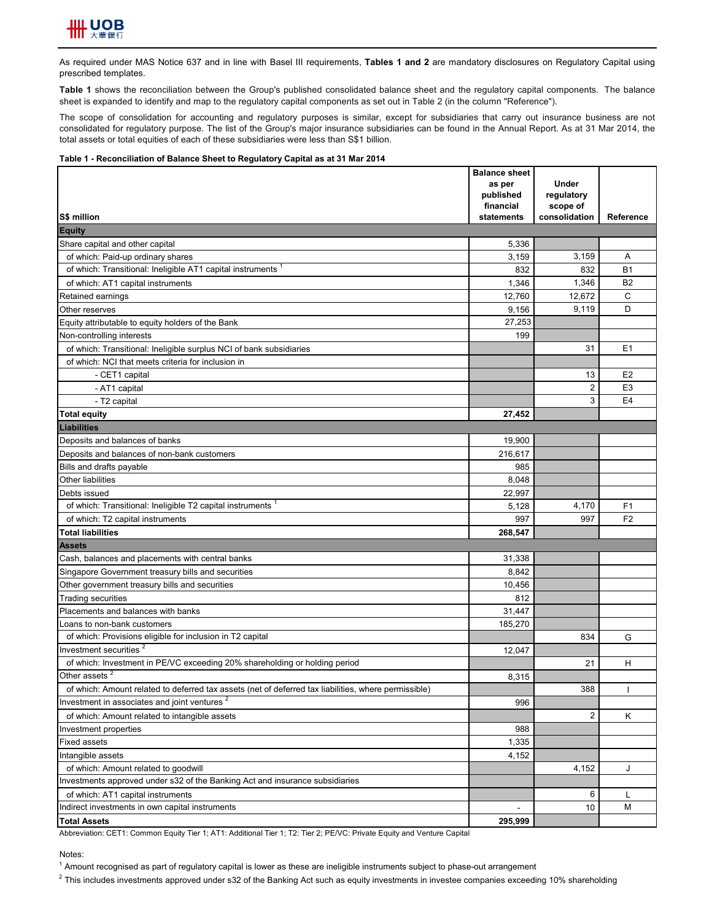As required under MAS Notice 637 and in line with Basel III requirements, **Tables 1 and 2** are mandatory disclosures on Regulatory Capital using prescribed templates.

**Table 1** shows the reconciliation between the Group's published consolidated balance sheet and the regulatory capital components. The balance sheet is expanded to identify and map to the regulatory capital components as set out in Table 2 (in the column "Reference").

The scope of consolidation for accounting and regulatory purposes is similar, except for subsidiaries that carry out insurance business are not consolidated for regulatory purpose. The list of the Group's major insurance subsidiaries can be found in the Annual Report. As at 31 Mar 2014, the total assets or total equities of each of these subsidiaries were less than S$1 billion.

**Table 1 - Reconciliation of Balance Sheet to Regulatory Capital as at 31 Mar 2014**

| S$ million | Balance sheet as per published financial statements | Under regulatory scope of consolidation | Reference |
|---|---|---|---|
| **Equity** | | | |
| Share capital and other capital | 5,336 | | |
| of which: Paid-up ordinary shares | 3,159 | 3,159 | A |
| of which: Transitional: Ineligible AT1 capital instruments [1] | 832 | 832 | B1 |
| of which: AT1 capital instruments | 1,346 | 1,346 | B2 |
| Retained earnings | 12,760 | 12,672 | C |
| Other reserves | 9,156 | 9,119 | D |
| Equity attributable to equity holders of the Bank | 27,253 | | |
| Non-controlling interests | 199 | | |
| of which: Transitional: Ineligible surplus NCI of bank subsidiaries | | 31 | E1 |
| of which: NCI that meets criteria for inclusion in | | | |
| - CET1 capital | | 13 | E2 |
| - AT1 capital | | 2 | E3 |
| - T2 capital | | 3 | E4 |
| **Total equity** | **27,452** | | |
| **Liabilities** | | | |
| Deposits and balances of banks | 19,900 | | |
| Deposits and balances of non-bank customers | 216,617 | | |
| Bills and drafts payable | 985 | | |
| Other liabilities | 8,048 | | |
| Debts issued | 22,997 | | |
| of which: Transitional: Ineligible T2 capital instruments [1] | 5,128 | 4,170 | F1 |
| of which: T2 capital instruments | 997 | 997 | F2 |
| **Total liabilities** | **268,547** | | |
| **Assets** | | | |
| Cash, balances and placements with central banks | 31,338 | | |
| Singapore Government treasury bills and securities | 8,842 | | |
| Other government treasury bills and securities | 10,456 | | |
| Trading securities | 812 | | |
| Placements and balances with banks | 31,447 | | |
| Loans to non-bank customers | 185,270 | | |
| of which: Provisions eligible for inclusion in T2 capital | | 834 | G |
| Investment securities [2] | 12,047 | | |
| of which: Investment in PE/VC exceeding 20% shareholding or holding period | | 21 | H |
| Other assets [2] | 8,315 | | |
| of which: Amount related to deferred tax assets (net of deferred tax liabilities, where permissible) | | 388 | I |
| Investment in associates and joint ventures [2] | 996 | | |
| of which: Amount related to intangible assets | | 2 | K |
| Investment properties | 988 | | |
| Fixed assets | 1,335 | | |
| Intangible assets | 4,152 | | |
| of which: Amount related to goodwill | | 4,152 | J |
| Investments approved under s32 of the Banking Act and insurance subsidiaries | | | |
| of which: AT1 capital instruments | | 6 | L |
| Indirect investments in own capital instruments | - | 10 | M |
| **Total Assets** | **295,999** | | |

Abbreviation: CET1: Common Equity Tier 1; AT1: Additional Tier 1; T2: Tier 2; PE/VC: Private Equity and Venture Capital

Notes:

[1] Amount recognised as part of regulatory capital is lower as these are ineligible instruments subject to phase-out arrangement

[2] This includes investments approved under s32 of the Banking Act such as equity investments in investee companies exceeding 10% shareholding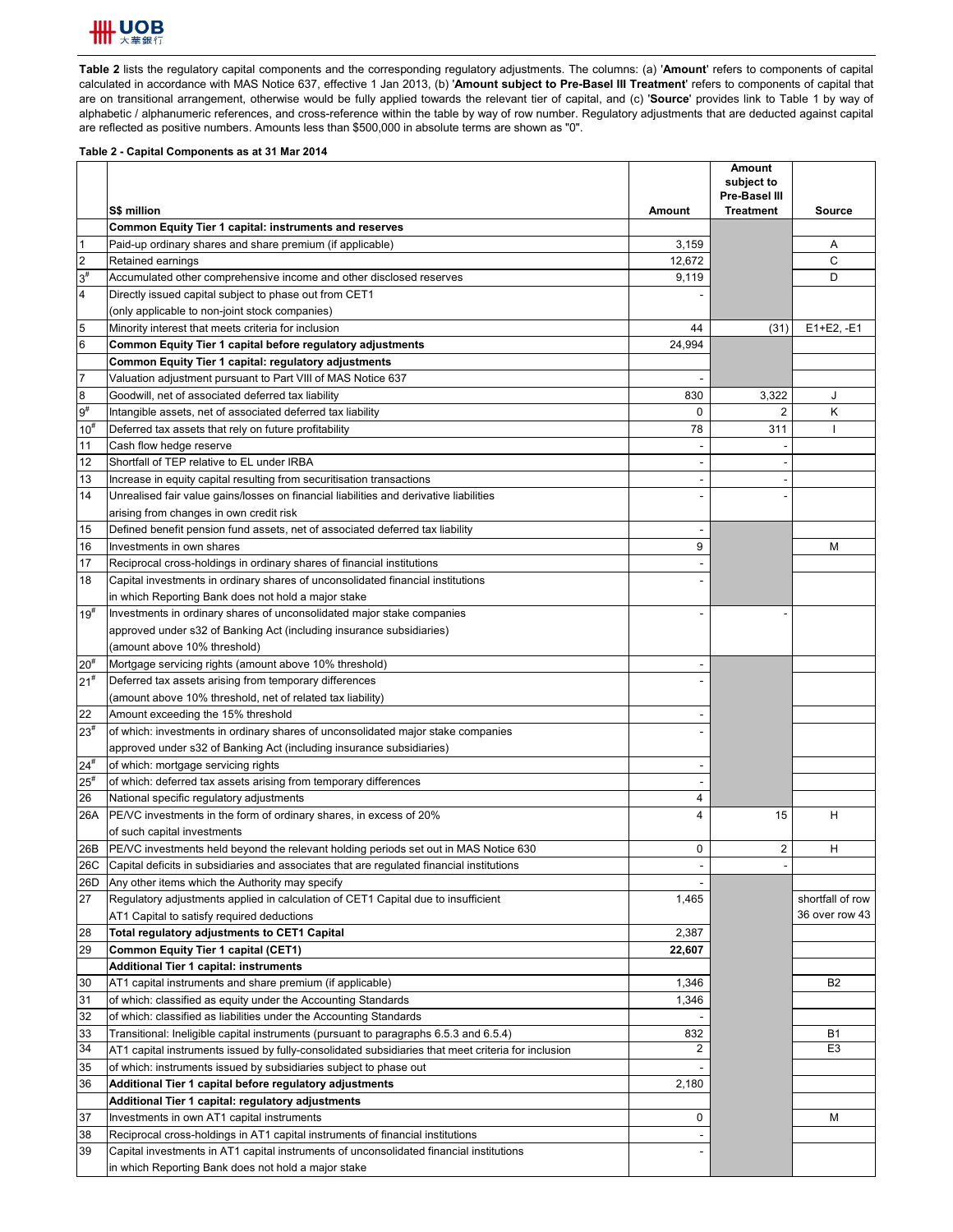**Table 2** lists the regulatory capital components and the corresponding regulatory adjustments. The columns: (a) '**Amount**' refers to components of capital calculated in accordance with MAS Notice 637, effective 1 Jan 2013, (b) '**Amount subject to Pre-Basel III Treatment**' refers to components of capital that are on transitional arrangement, otherwise would be fully applied towards the relevant tier of capital, and (c) '**Source**' provides link to Table 1 by way of alphabetic / alphanumeric references, and cross-reference within the table by way of row number. Regulatory adjustments that are deducted against capital are reflected as positive numbers. Amounts less than $500,000 in absolute terms are shown as "0".

**Table 2 - Capital Components as at 31 Mar 2014**

| | S$ million | Amount | Amount subject to Pre-Basel III Treatment | Source |
|---|---|---|---|---|
| | **Common Equity Tier 1 capital: instruments and reserves** | | | |
| 1 | Paid-up ordinary shares and share premium (if applicable) | 3,159 | | A |
| 2 | Retained earnings | 12,672 | | C |
| 3# | Accumulated other comprehensive income and other disclosed reserves | 9,119 | | D |
| 4 | Directly issued capital subject to phase out from CET1 (only applicable to non-joint stock companies) | - | | |
| 5 | Minority interest that meets criteria for inclusion | 44 | (31) | E1+E2, -E1 |
| 6 | **Common Equity Tier 1 capital before regulatory adjustments** | 24,994 | | |
| | **Common Equity Tier 1 capital: regulatory adjustments** | | | |
| 7 | Valuation adjustment pursuant to Part VIII of MAS Notice 637 | - | | |
| 8 | Goodwill, net of associated deferred tax liability | 830 | 3,322 | J |
| 9# | Intangible assets, net of associated deferred tax liability | 0 | 2 | K |
| 10# | Deferred tax assets that rely on future profitability | 78 | 311 | I |
| 11 | Cash flow hedge reserve | - | - | |
| 12 | Shortfall of TEP relative to EL under IRBA | - | - | |
| 13 | Increase in equity capital resulting from securitisation transactions | - | - | |
| 14 | Unrealised fair value gains/losses on financial liabilities and derivative liabilities arising from changes in own credit risk | - | - | |
| 15 | Defined benefit pension fund assets, net of associated deferred tax liability | - | | |
| 16 | Investments in own shares | 9 | | M |
| 17 | Reciprocal cross-holdings in ordinary shares of financial institutions | - | | |
| 18 | Capital investments in ordinary shares of unconsolidated financial institutions in which Reporting Bank does not hold a major stake | - | | |
| 19# | Investments in ordinary shares of unconsolidated major stake companies approved under s32 of Banking Act (including insurance subsidiaries) (amount above 10% threshold) | - | - | |
| 20# | Mortgage servicing rights (amount above 10% threshold) | - | | |
| 21# | Deferred tax assets arising from temporary differences (amount above 10% threshold, net of related tax liability) | - | | |
| 22 | Amount exceeding the 15% threshold | - | | |
| 23# | of which: investments in ordinary shares of unconsolidated major stake companies approved under s32 of Banking Act (including insurance subsidiaries) | - | | |
| 24# | of which: mortgage servicing rights | - | | |
| 25# | of which: deferred tax assets arising from temporary differences | - | | |
| 26 | National specific regulatory adjustments | 4 | | |
| 26A | PE/VC investments in the form of ordinary shares, in excess of 20% of such capital investments | 4 | 15 | H |
| 26B | PE/VC investments held beyond the relevant holding periods set out in MAS Notice 630 | 0 | 2 | H |
| 26C | Capital deficits in subsidiaries and associates that are regulated financial institutions | - | - | |
| 26D | Any other items which the Authority may specify | - | | |
| 27 | Regulatory adjustments applied in calculation of CET1 Capital due to insufficient AT1 Capital to satisfy required deductions | 1,465 | | shortfall of row 36 over row 43 |
| 28 | **Total regulatory adjustments to CET1 Capital** | 2,387 | | |
| 29 | **Common Equity Tier 1 capital (CET1)** | **22,607** | | |
| | **Additional Tier 1 capital: instruments** | | | |
| 30 | AT1 capital instruments and share premium (if applicable) | 1,346 | | B2 |
| 31 | of which: classified as equity under the Accounting Standards | 1,346 | | |
| 32 | of which: classified as liabilities under the Accounting Standards | - | | |
| 33 | Transitional: Ineligible capital instruments (pursuant to paragraphs 6.5.3 and 6.5.4) | 832 | | B1 |
| 34 | AT1 capital instruments issued by fully-consolidated subsidiaries that meet criteria for inclusion | 2 | | E3 |
| 35 | of which: instruments issued by subsidiaries subject to phase out | - | | |
| 36 | **Additional Tier 1 capital before regulatory adjustments** | 2,180 | | |
| | **Additional Tier 1 capital: regulatory adjustments** | | | |
| 37 | Investments in own AT1 capital instruments | 0 | | M |
| 38 | Reciprocal cross-holdings in AT1 capital instruments of financial institutions | - | | |
| 39 | Capital investments in AT1 capital instruments of unconsolidated financial institutions in which Reporting Bank does not hold a major stake | - | | |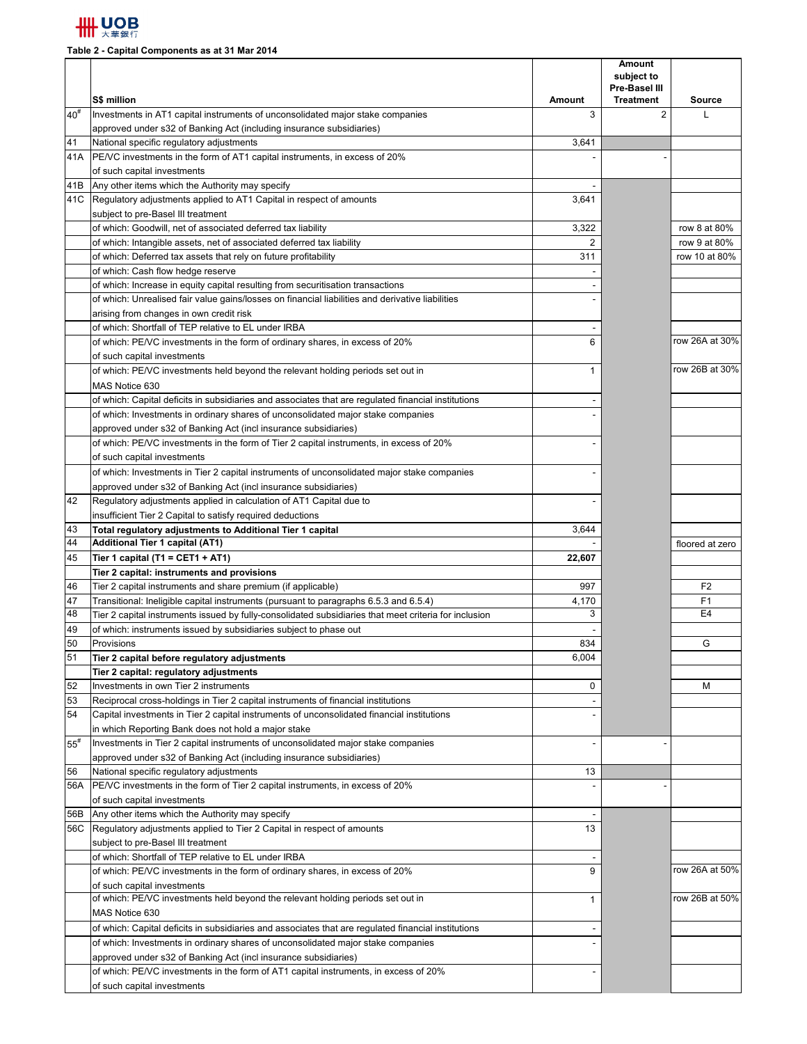**Table 2 - Capital Components as at 31 Mar 2014**

| | S$ million | Amount | Amount subject to Pre-Basel III Treatment | Source |
|---|---|---|---|---|
| 40# | Investments in AT1 capital instruments of unconsolidated major stake companies approved under s32 of Banking Act (including insurance subsidiaries) | 3 | 2 | L |
| 41 | National specific regulatory adjustments | 3,641 | | |
| 41A | PE/VC investments in the form of AT1 capital instruments, in excess of 20% of such capital investments | - | - | |
| 41B | Any other items which the Authority may specify | - | | |
| 41C | Regulatory adjustments applied to AT1 Capital in respect of amounts subject to pre-Basel III treatment | 3,641 | | |
| | of which: Goodwill, net of associated deferred tax liability | 3,322 | | row 8 at 80% |
| | of which: Intangible assets, net of associated deferred tax liability | 2 | | row 9 at 80% |
| | of which: Deferred tax assets that rely on future profitability | 311 | | row 10 at 80% |
| | of which: Cash flow hedge reserve | - | | |
| | of which: Increase in equity capital resulting from securitisation transactions | - | | |
| | of which: Unrealised fair value gains/losses on financial liabilities and derivative liabilities arising from changes in own credit risk | - | | |
| | of which: Shortfall of TEP relative to EL under IRBA | - | | |
| | of which: PE/VC investments in the form of ordinary shares, in excess of 20% of such capital investments | 6 | | row 26A at 30% |
| | of which: PE/VC investments held beyond the relevant holding periods set out in MAS Notice 630 | 1 | | row 26B at 30% |
| | of which: Capital deficits in subsidiaries and associates that are regulated financial institutions | - | | |
| | of which: Investments in ordinary shares of unconsolidated major stake companies approved under s32 of Banking Act (incl insurance subsidiaries) | - | | |
| | of which: PE/VC investments in the form of Tier 2 capital instruments, in excess of 20% of such capital investments | - | | |
| | of which: Investments in Tier 2 capital instruments of unconsolidated major stake companies approved under s32 of Banking Act (incl insurance subsidiaries) | - | | |
| 42 | Regulatory adjustments applied in calculation of AT1 Capital due to insufficient Tier 2 Capital to satisfy required deductions | - | | |
| 43 | **Total regulatory adjustments to Additional Tier 1 capital** | 3,644 | | |
| 44 | **Additional Tier 1 capital (AT1)** | - | | floored at zero |
| 45 | **Tier 1 capital (T1 = CET1 + AT1)** | **22,607** | | |
| | **Tier 2 capital: instruments and provisions** | | | |
| 46 | Tier 2 capital instruments and share premium (if applicable) | 997 | | F2 |
| 47 | Transitional: Ineligible capital instruments (pursuant to paragraphs 6.5.3 and 6.5.4) | 4,170 | | F1 |
| 48 | Tier 2 capital instruments issued by fully-consolidated subsidiaries that meet criteria for inclusion | 3 | | E4 |
| 49 | of which: instruments issued by subsidiaries subject to phase out | - | | |
| 50 | Provisions | 834 | | G |
| 51 | **Tier 2 capital before regulatory adjustments** | 6,004 | | |
| | **Tier 2 capital: regulatory adjustments** | | | |
| 52 | Investments in own Tier 2 instruments | 0 | | M |
| 53 | Reciprocal cross-holdings in Tier 2 capital instruments of financial institutions | - | | |
| 54 | Capital investments in Tier 2 capital instruments of unconsolidated financial institutions in which Reporting Bank does not hold a major stake | - | | |
| 55# | Investments in Tier 2 capital instruments of unconsolidated major stake companies approved under s32 of Banking Act (including insurance subsidiaries) | - | - | |
| 56 | National specific regulatory adjustments | 13 | | |
| 56A | PE/VC investments in the form of Tier 2 capital instruments, in excess of 20% of such capital investments | - | - | |
| 56B | Any other items which the Authority may specify | - | | |
| 56C | Regulatory adjustments applied to Tier 2 Capital in respect of amounts subject to pre-Basel III treatment | 13 | | |
| | of which: Shortfall of TEP relative to EL under IRBA | - | | |
| | of which: PE/VC investments in the form of ordinary shares, in excess of 20% of such capital investments | 9 | | row 26A at 50% |
| | of which: PE/VC investments held beyond the relevant holding periods set out in MAS Notice 630 | 1 | | row 26B at 50% |
| | of which: Capital deficits in subsidiaries and associates that are regulated financial institutions | - | | |
| | of which: Investments in ordinary shares of unconsolidated major stake companies approved under s32 of Banking Act (incl insurance subsidiaries) | - | | |
| | of which: PE/VC investments in the form of AT1 capital instruments, in excess of 20% of such capital investments | - | | |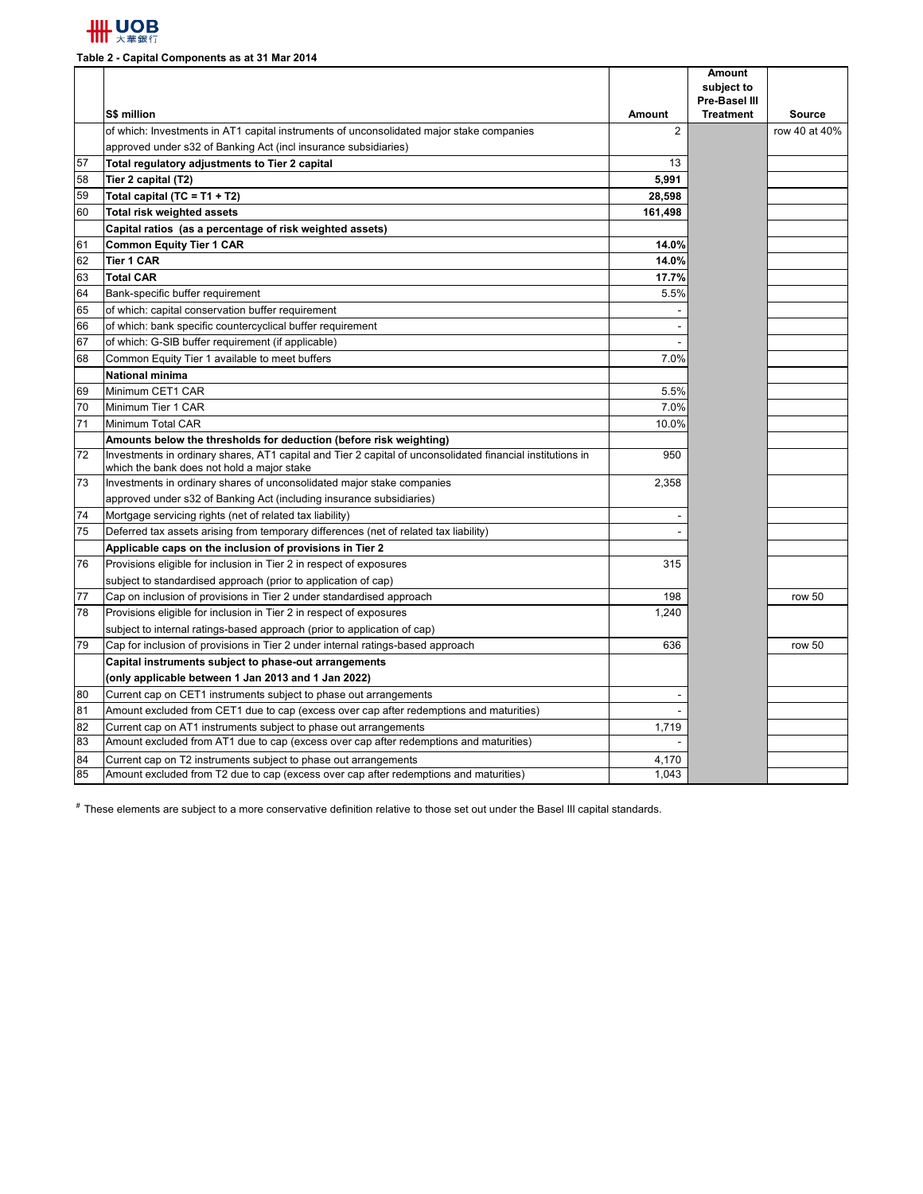**Table 2 - Capital Components as at 31 Mar 2014**

| | S$ million | Amount | Amount subject to Pre-Basel III Treatment | Source |
|---|---|---|---|---|
| | of which: Investments in AT1 capital instruments of unconsolidated major stake companies approved under s32 of Banking Act (incl insurance subsidiaries) | 2 | | row 40 at 40% |
| 57 | **Total regulatory adjustments to Tier 2 capital** | 13 | | |
| 58 | **Tier 2 capital (T2)** | **5,991** | | |
| 59 | **Total capital (TC = T1 + T2)** | **28,598** | | |
| 60 | **Total risk weighted assets** | **161,498** | | |
| | **Capital ratios (as a percentage of risk weighted assets)** | | | |
| 61 | **Common Equity Tier 1 CAR** | **14.0%** | | |
| 62 | **Tier 1 CAR** | **14.0%** | | |
| 63 | **Total CAR** | **17.7%** | | |
| 64 | Bank-specific buffer requirement | 5.5% | | |
| 65 | of which: capital conservation buffer requirement | - | | |
| 66 | of which: bank specific countercyclical buffer requirement | - | | |
| 67 | of which: G-SIB buffer requirement (if applicable) | - | | |
| 68 | Common Equity Tier 1 available to meet buffers | 7.0% | | |
| | **National minima** | | | |
| 69 | Minimum CET1 CAR | 5.5% | | |
| 70 | Minimum Tier 1 CAR | 7.0% | | |
| 71 | Minimum Total CAR | 10.0% | | |
| | **Amounts below the thresholds for deduction (before risk weighting)** | | | |
| 72 | Investments in ordinary shares, AT1 capital and Tier 2 capital of unconsolidated financial institutions in which the bank does not hold a major stake | 950 | | |
| 73 | Investments in ordinary shares of unconsolidated major stake companies approved under s32 of Banking Act (including insurance subsidiaries) | 2,358 | | |
| 74 | Mortgage servicing rights (net of related tax liability) | - | | |
| 75 | Deferred tax assets arising from temporary differences (net of related tax liability) | - | | |
| | **Applicable caps on the inclusion of provisions in Tier 2** | | | |
| 76 | Provisions eligible for inclusion in Tier 2 in respect of exposures subject to standardised approach (prior to application of cap) | 315 | | |
| 77 | Cap on inclusion of provisions in Tier 2 under standardised approach | 198 | | row 50 |
| 78 | Provisions eligible for inclusion in Tier 2 in respect of exposures subject to internal ratings-based approach (prior to application of cap) | 1,240 | | |
| 79 | Cap for inclusion of provisions in Tier 2 under internal ratings-based approach | 636 | | row 50 |
| | **Capital instruments subject to phase-out arrangements (only applicable between 1 Jan 2013 and 1 Jan 2022)** | | | |
| 80 | Current cap on CET1 instruments subject to phase out arrangements | - | | |
| 81 | Amount excluded from CET1 due to cap (excess over cap after redemptions and maturities) | - | | |
| 82 | Current cap on AT1 instruments subject to phase out arrangements | 1,719 | | |
| 83 | Amount excluded from AT1 due to cap (excess over cap after redemptions and maturities) | - | | |
| 84 | Current cap on T2 instruments subject to phase out arrangements | 4,170 | | |
| 85 | Amount excluded from T2 due to cap (excess over cap after redemptions and maturities) | 1,043 | | |

# These elements are subject to a more conservative definition relative to those set out under the Basel III capital standards.